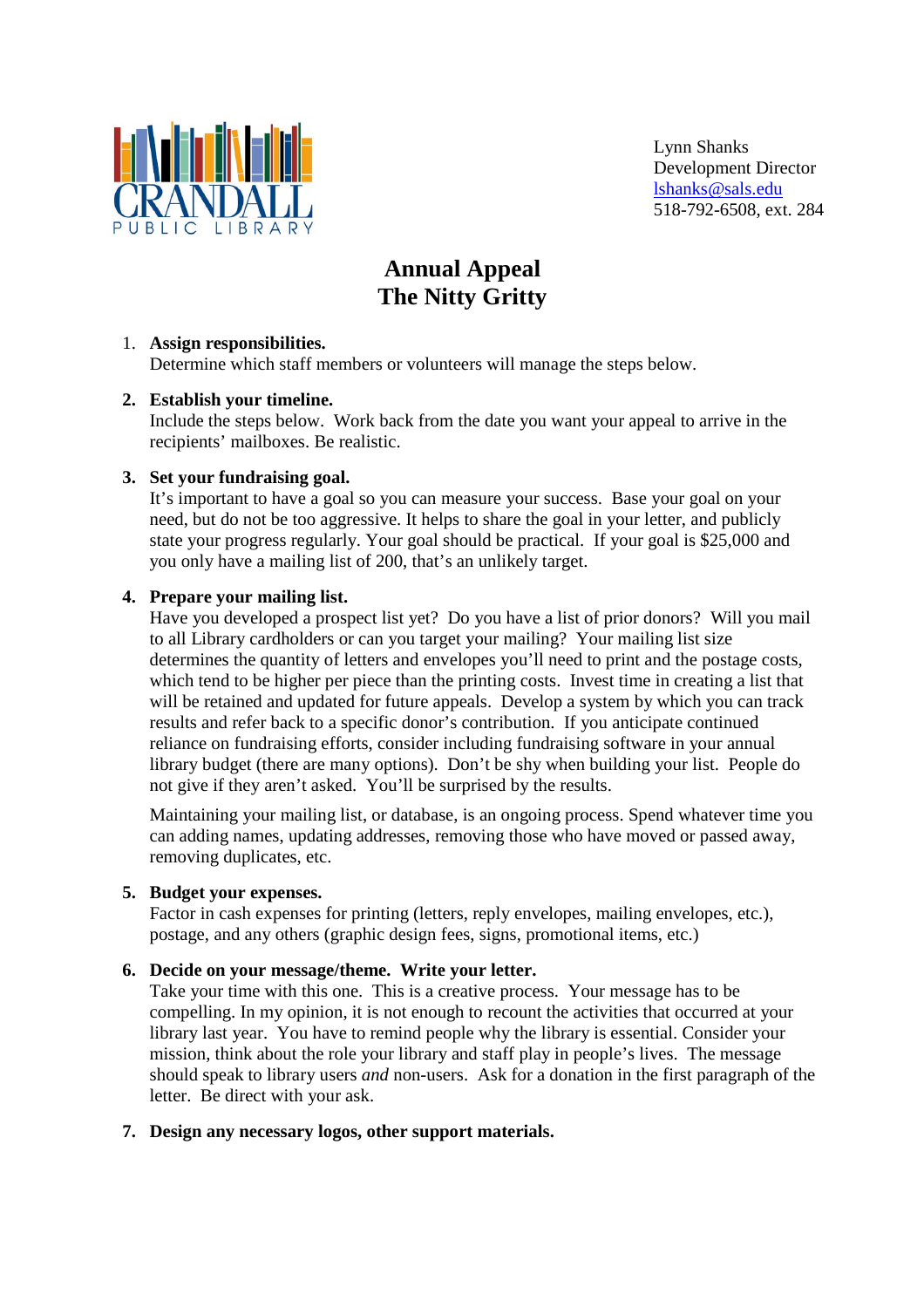CRANDALL PUBLIC LIBRARY

Lynn Shanks
Development Director
lshanks@sals.edu
518-792-6508, ext. 284

# Annual Appeal
# The Nitty Gritty

1. **Assign responsibilities.**
   Determine which staff members or volunteers will manage the steps below.

2. **Establish your timeline.**
   Include the steps below. Work back from the date you want your appeal to arrive in the recipients' mailboxes. Be realistic.

3. **Set your fundraising goal.**
   It's important to have a goal so you can measure your success. Base your goal on your need, but do not be too aggressive. It helps to share the goal in your letter, and publicly state your progress regularly. Your goal should be practical. If your goal is $25,000 and you only have a mailing list of 200, that's an unlikely target.

4. **Prepare your mailing list.**
   Have you developed a prospect list yet? Do you have a list of prior donors? Will you mail to all Library cardholders or can you target your mailing? Your mailing list size determines the quantity of letters and envelopes you'll need to print and the postage costs, which tend to be higher per piece than the printing costs. Invest time in creating a list that will be retained and updated for future appeals. Develop a system by which you can track results and refer back to a specific donor's contribution. If you anticipate continued reliance on fundraising efforts, consider including fundraising software in your annual library budget (there are many options). Don't be shy when building your list. People do not give if they aren't asked. You'll be surprised by the results.

   Maintaining your mailing list, or database, is an ongoing process. Spend whatever time you can adding names, updating addresses, removing those who have moved or passed away, removing duplicates, etc.

5. **Budget your expenses.**
   Factor in cash expenses for printing (letters, reply envelopes, mailing envelopes, etc.), postage, and any others (graphic design fees, signs, promotional items, etc.)

6. **Decide on your message/theme. Write your letter.**
   Take your time with this one. This is a creative process. Your message has to be compelling. In my opinion, it is not enough to recount the activities that occurred at your library last year. You have to remind people why the library is essential. Consider your mission, think about the role your library and staff play in people's lives. The message should speak to library users *and* non-users. Ask for a donation in the first paragraph of the letter. Be direct with your ask.

7. **Design any necessary logos, other support materials.**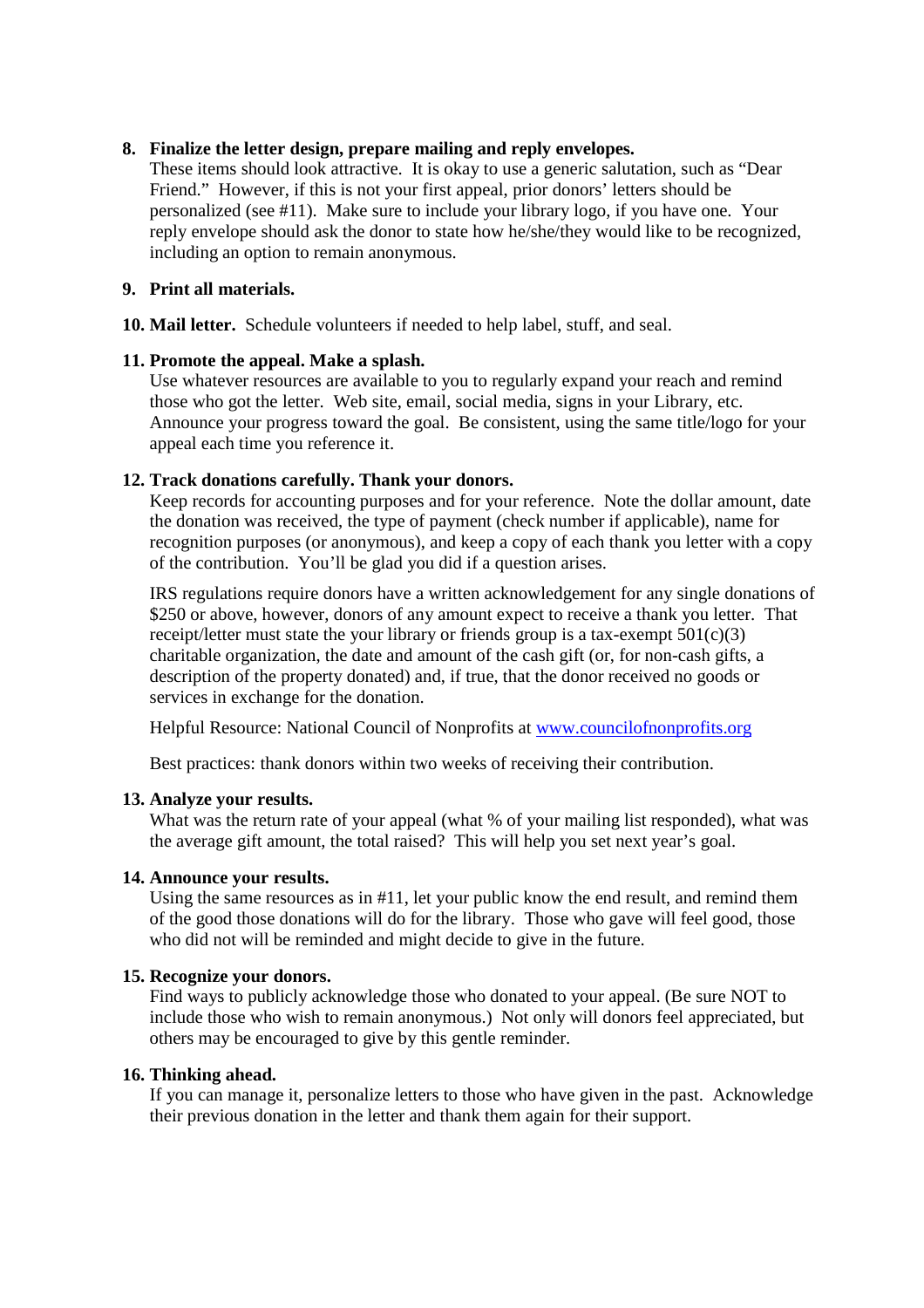8. **Finalize the letter design, prepare mailing and reply envelopes.**
   These items should look attractive. It is okay to use a generic salutation, such as "Dear Friend." However, if this is not your first appeal, prior donors' letters should be personalized (see #11). Make sure to include your library logo, if you have one. Your reply envelope should ask the donor to state how he/she/they would like to be recognized, including an option to remain anonymous.

9. **Print all materials.**

10. **Mail letter.** Schedule volunteers if needed to help label, stuff, and seal.

11. **Promote the appeal. Make a splash.**
    Use whatever resources are available to you to regularly expand your reach and remind those who got the letter. Web site, email, social media, signs in your Library, etc. Announce your progress toward the goal. Be consistent, using the same title/logo for your appeal each time you reference it.

12. **Track donations carefully. Thank your donors.**
    Keep records for accounting purposes and for your reference. Note the dollar amount, date the donation was received, the type of payment (check number if applicable), name for recognition purposes (or anonymous), and keep a copy of each thank you letter with a copy of the contribution. You'll be glad you did if a question arises.

    IRS regulations require donors have a written acknowledgement for any single donations of $250 or above, however, donors of any amount expect to receive a thank you letter. That receipt/letter must state the your library or friends group is a tax-exempt 501(c)(3) charitable organization, the date and amount of the cash gift (or, for non-cash gifts, a description of the property donated) and, if true, that the donor received no goods or services in exchange for the donation.

    Helpful Resource: National Council of Nonprofits at [www.councilofnonprofits.org](http://www.councilofnonprofits.org)

    Best practices: thank donors within two weeks of receiving their contribution.

13. **Analyze your results.**
    What was the return rate of your appeal (what % of your mailing list responded), what was the average gift amount, the total raised? This will help you set next year's goal.

14. **Announce your results.**
    Using the same resources as in #11, let your public know the end result, and remind them of the good those donations will do for the library. Those who gave will feel good, those who did not will be reminded and might decide to give in the future.

15. **Recognize your donors.**
    Find ways to publicly acknowledge those who donated to your appeal. (Be sure NOT to include those who wish to remain anonymous.) Not only will donors feel appreciated, but others may be encouraged to give by this gentle reminder.

16. **Thinking ahead.**
    If you can manage it, personalize letters to those who have given in the past. Acknowledge their previous donation in the letter and thank them again for their support.